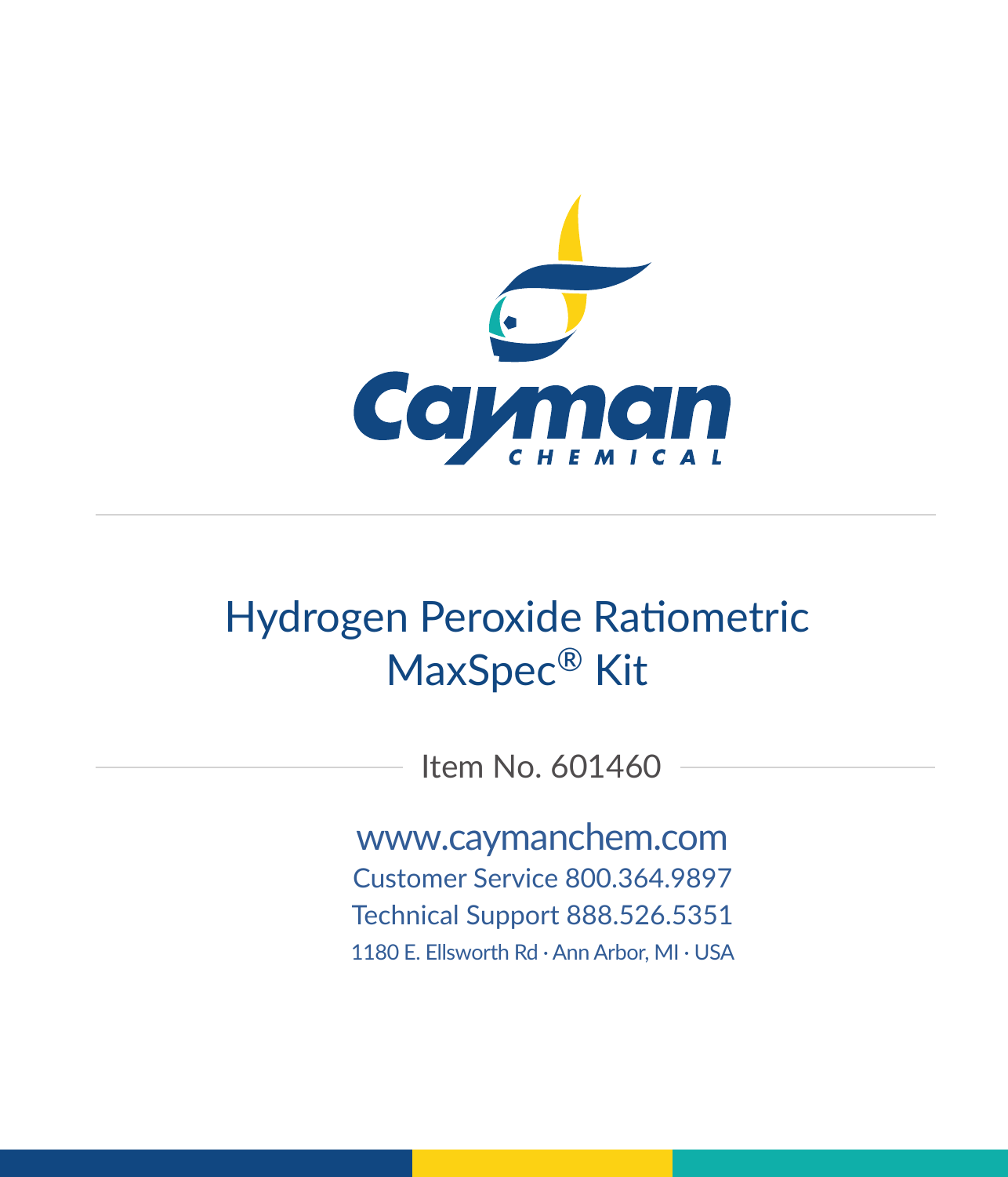Cayman CHEMICAL

# Hydrogen Peroxide Ratiometric MaxSpec® Kit

Item No. 601460

www.caymanchem.com

Customer Service 800.364.9897

Technical Support 888.526.5351

1180 E. Ellsworth Rd · Ann Arbor, MI · USA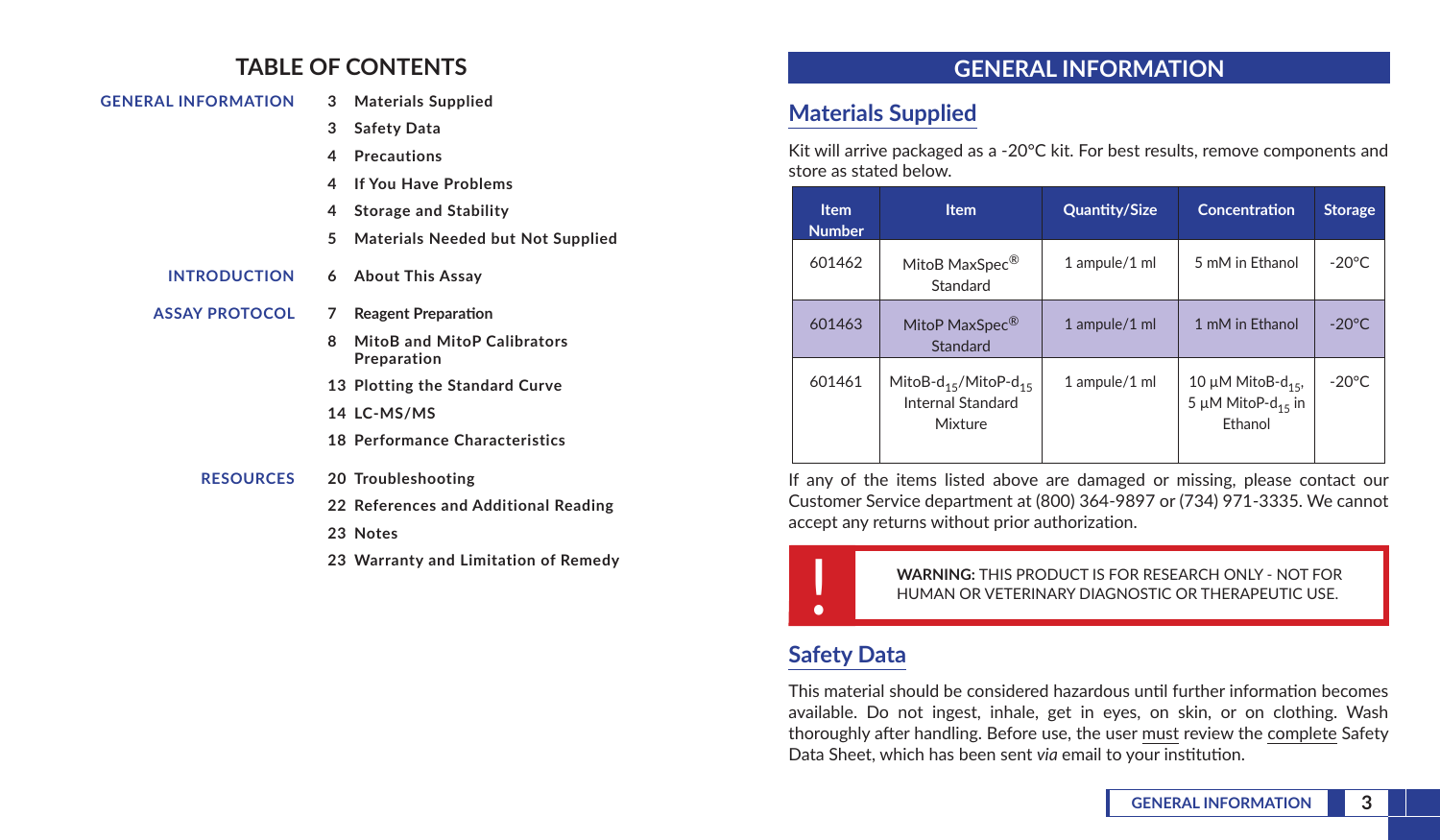# TABLE OF CONTENTS

**GENERAL INFORMATION**
- 3 Materials Supplied
- 3 Safety Data
- 4 Precautions
- 4 If You Have Problems
- 4 Storage and Stability
- 5 Materials Needed but Not Supplied

**INTRODUCTION**
- 6 About This Assay

**ASSAY PROTOCOL**
- 7 Reagent Preparation
- 8 MitoB and MitoP Calibrators Preparation
- 13 Plotting the Standard Curve
- 14 LC-MS/MS
- 18 Performance Characteristics

**RESOURCES**
- 20 Troubleshooting
- 22 References and Additional Reading
- 23 Notes
- 23 Warranty and Limitation of Remedy

# GENERAL INFORMATION

## Materials Supplied

Kit will arrive packaged as a -20°C kit. For best results, remove components and store as stated below.

| Item Number | Item | Quantity/Size | Concentration | Storage |
|---|---|---|---|---|
| 601462 | MitoB MaxSpec® Standard | 1 ampule/1 ml | 5 mM in Ethanol | -20°C |
| 601463 | MitoP MaxSpec® Standard | 1 ampule/1 ml | 1 mM in Ethanol | -20°C |
| 601461 | MitoB-$d_{15}$/MitoP-$d_{15}$ Internal Standard Mixture | 1 ampule/1 ml | 10 µM MitoB-$d_{15}$, 5 µM MitoP-$d_{15}$ in Ethanol | -20°C |

If any of the items listed above are damaged or missing, please contact our Customer Service department at (800) 364-9897 or (734) 971-3335. We cannot accept any returns without prior authorization.

> ! **WARNING:** THIS PRODUCT IS FOR RESEARCH ONLY - NOT FOR HUMAN OR VETERINARY DIAGNOSTIC OR THERAPEUTIC USE.

## Safety Data

This material should be considered hazardous until further information becomes available. Do not ingest, inhale, get in eyes, on skin, or on clothing. Wash thoroughly after handling. Before use, the user must review the complete Safety Data Sheet, which has been sent *via* email to your institution.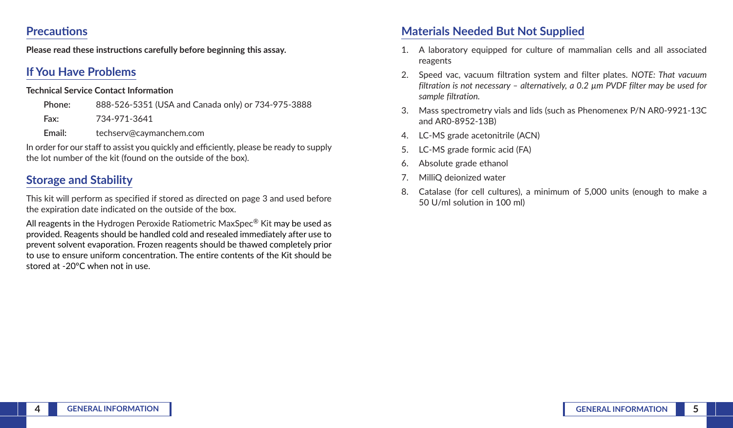## Precautions

**Please read these instructions carefully before beginning this assay.**

## If You Have Problems

**Technical Service Contact Information**

**Phone:** 888-526-5351 (USA and Canada only) or 734-975-3888

**Fax:** 734-971-3641

**Email:** techserv@caymanchem.com

In order for our staff to assist you quickly and efficiently, please be ready to supply the lot number of the kit (found on the outside of the box).

## Storage and Stability

This kit will perform as specified if stored as directed on page 3 and used before the expiration date indicated on the outside of the box.

All reagents in the Hydrogen Peroxide Ratiometric MaxSpec® Kit may be used as provided. Reagents should be handled cold and resealed immediately after use to prevent solvent evaporation. Frozen reagents should be thawed completely prior to use to ensure uniform concentration. The entire contents of the Kit should be stored at -20°C when not in use.

## Materials Needed But Not Supplied

1. A laboratory equipped for culture of mammalian cells and all associated reagents
2. Speed vac, vacuum filtration system and filter plates. *NOTE: That vacuum filtration is not necessary – alternatively, a 0.2 µm PVDF filter may be used for sample filtration.*
3. Mass spectrometry vials and lids (such as Phenomenex P/N AR0-9921-13C and AR0-8952-13B)
4. LC-MS grade acetonitrile (ACN)
5. LC-MS grade formic acid (FA)
6. Absolute grade ethanol
7. MilliQ deionized water
8. Catalase (for cell cultures), a minimum of 5,000 units (enough to make a 50 U/ml solution in 100 ml)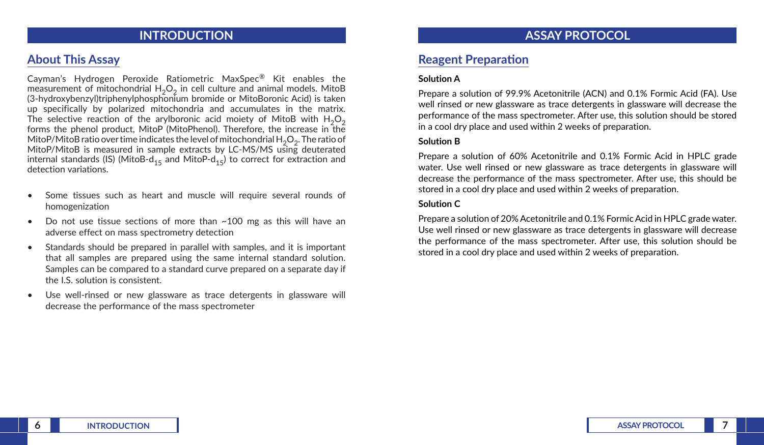# INTRODUCTION

## About This Assay

Cayman's Hydrogen Peroxide Ratiometric MaxSpec® Kit enables the measurement of mitochondrial $H_2O_2$ in cell culture and animal models. MitoB (3-hydroxybenzyl)triphenylphosphonium bromide or MitoBoronic Acid) is taken up specifically by polarized mitochondria and accumulates in the matrix. The selective reaction of the arylboronic acid moiety of MitoB with $H_2O_2$ forms the phenol product, MitoP (MitoPhenol). Therefore, the increase in the MitoP/MitoB ratio over time indicates the level of mitochondrial $H_2O_2$. The ratio of MitoP/MitoB is measured in sample extracts by LC-MS/MS using deuterated internal standards (IS) (MitoB-$d_{15}$ and MitoP-$d_{15}$) to correct for extraction and detection variations.

- Some tissues such as heart and muscle will require several rounds of homogenization
- Do not use tissue sections of more than ~100 mg as this will have an adverse effect on mass spectrometry detection
- Standards should be prepared in parallel with samples, and it is important that all samples are prepared using the same internal standard solution. Samples can be compared to a standard curve prepared on a separate day if the I.S. solution is consistent.
- Use well-rinsed or new glassware as trace detergents in glassware will decrease the performance of the mass spectrometer

# ASSAY PROTOCOL

## Reagent Preparation

**Solution A**

Prepare a solution of 99.9% Acetonitrile (ACN) and 0.1% Formic Acid (FA). Use well rinsed or new glassware as trace detergents in glassware will decrease the performance of the mass spectrometer. After use, this solution should be stored in a cool dry place and used within 2 weeks of preparation.

**Solution B**

Prepare a solution of 60% Acetonitrile and 0.1% Formic Acid in HPLC grade water. Use well rinsed or new glassware as trace detergents in glassware will decrease the performance of the mass spectrometer. After use, this should be stored in a cool dry place and used within 2 weeks of preparation.

**Solution C**

Prepare a solution of 20% Acetonitrile and 0.1% Formic Acid in HPLC grade water. Use well rinsed or new glassware as trace detergents in glassware will decrease the performance of the mass spectrometer. After use, this solution should be stored in a cool dry place and used within 2 weeks of preparation.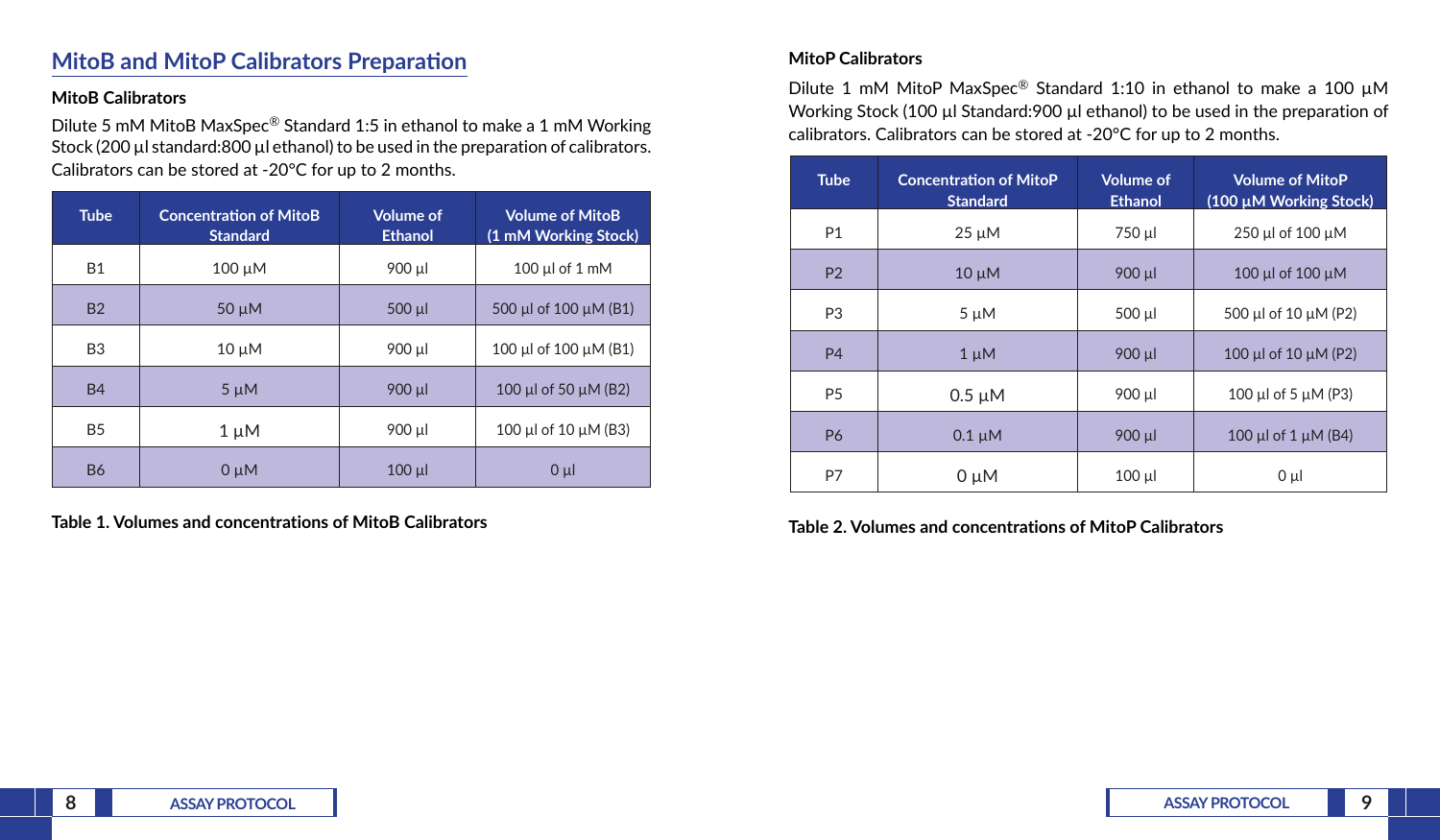## MitoB and MitoP Calibrators Preparation

### MitoB Calibrators

Dilute 5 mM MitoB MaxSpec® Standard 1:5 in ethanol to make a 1 mM Working Stock (200 µl standard:800 µl ethanol) to be used in the preparation of calibrators. Calibrators can be stored at -20°C for up to 2 months.

| Tube | Concentration of MitoB Standard | Volume of Ethanol | Volume of MitoB (1 mM Working Stock) |
|---|---|---|---|
| B1 | 100 µM | 900 µl | 100 µl of 1 mM |
| B2 | 50 µM | 500 µl | 500 µl of 100 µM (B1) |
| B3 | 10 µM | 900 µl | 100 µl of 100 µM (B1) |
| B4 | 5 µM | 900 µl | 100 µl of 50 µM (B2) |
| B5 | 1 µM | 900 µl | 100 µl of 10 µM (B3) |
| B6 | 0 µM | 100 µl | 0 µl |

**Table 1. Volumes and concentrations of MitoB Calibrators**

### MitoP Calibrators

Dilute 1 mM MitoP MaxSpec® Standard 1:10 in ethanol to make a 100 µM Working Stock (100 µl Standard:900 µl ethanol) to be used in the preparation of calibrators. Calibrators can be stored at -20°C for up to 2 months.

| Tube | Concentration of MitoP Standard | Volume of Ethanol | Volume of MitoP (100 µM Working Stock) |
|---|---|---|---|
| P1 | 25 µM | 750 µl | 250 µl of 100 µM |
| P2 | 10 µM | 900 µl | 100 µl of 100 µM |
| P3 | 5 µM | 500 µl | 500 µl of 10 µM (P2) |
| P4 | 1 µM | 900 µl | 100 µl of 10 µM (P2) |
| P5 | 0.5 µM | 900 µl | 100 µl of 5 µM (P3) |
| P6 | 0.1 µM | 900 µl | 100 µl of 1 µM (B4) |
| P7 | 0 µM | 100 µl | 0 µl |

**Table 2. Volumes and concentrations of MitoP Calibrators**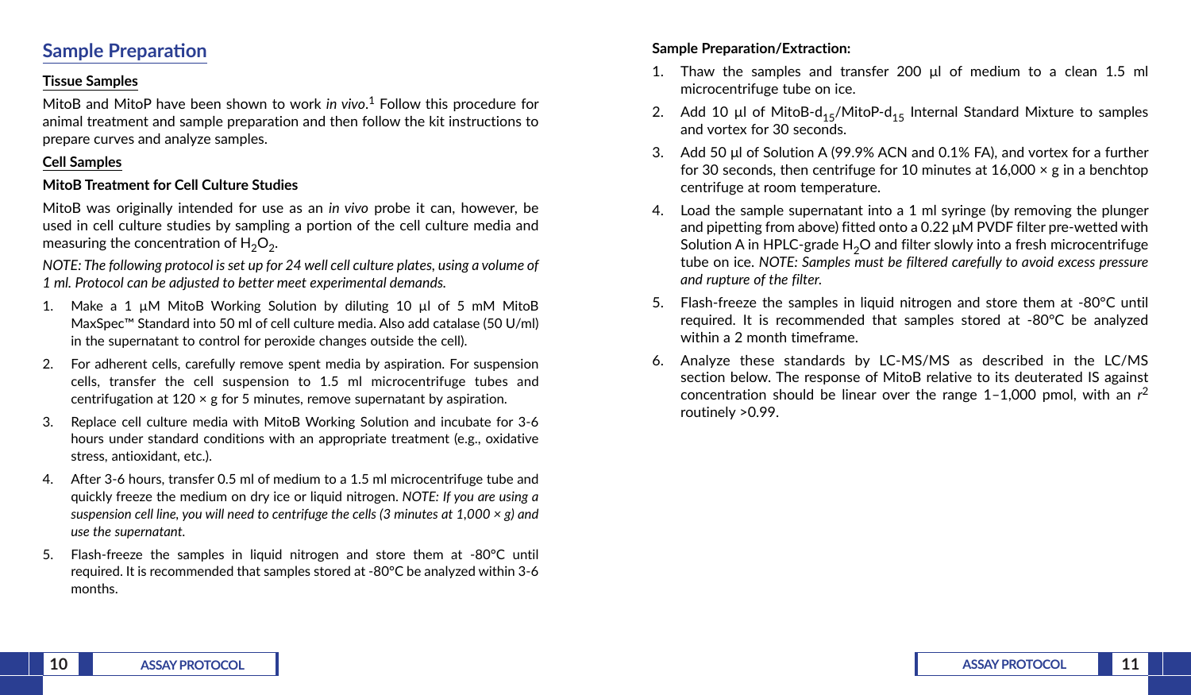## Sample Preparation

### Tissue Samples

MitoB and MitoP have been shown to work *in vivo*.[1] Follow this procedure for animal treatment and sample preparation and then follow the kit instructions to prepare curves and analyze samples.

### Cell Samples

**MitoB Treatment for Cell Culture Studies**

MitoB was originally intended for use as an *in vivo* probe it can, however, be used in cell culture studies by sampling a portion of the cell culture media and measuring the concentration of $H_2O_2$.

*NOTE: The following protocol is set up for 24 well cell culture plates, using a volume of 1 ml. Protocol can be adjusted to better meet experimental demands.*

1. Make a 1 µM MitoB Working Solution by diluting 10 µl of 5 mM MitoB MaxSpec™ Standard into 50 ml of cell culture media. Also add catalase (50 U/ml) in the supernatant to control for peroxide changes outside the cell).
2. For adherent cells, carefully remove spent media by aspiration. For suspension cells, transfer the cell suspension to 1.5 ml microcentrifuge tubes and centrifugation at 120 × g for 5 minutes, remove supernatant by aspiration.
3. Replace cell culture media with MitoB Working Solution and incubate for 3-6 hours under standard conditions with an appropriate treatment (e.g., oxidative stress, antioxidant, etc.).
4. After 3-6 hours, transfer 0.5 ml of medium to a 1.5 ml microcentrifuge tube and quickly freeze the medium on dry ice or liquid nitrogen. *NOTE: If you are using a suspension cell line, you will need to centrifuge the cells (3 minutes at 1,000 × g) and use the supernatant.*
5. Flash-freeze the samples in liquid nitrogen and store them at -80°C until required. It is recommended that samples stored at -80°C be analyzed within 3-6 months.

**Sample Preparation/Extraction:**

1. Thaw the samples and transfer 200 µl of medium to a clean 1.5 ml microcentrifuge tube on ice.
2. Add 10 µl of MitoB-$d_{15}$/MitoP-$d_{15}$ Internal Standard Mixture to samples and vortex for 30 seconds.
3. Add 50 µl of Solution A (99.9% ACN and 0.1% FA), and vortex for a further for 30 seconds, then centrifuge for 10 minutes at 16,000 × g in a benchtop centrifuge at room temperature.
4. Load the sample supernatant into a 1 ml syringe (by removing the plunger and pipetting from above) fitted onto a 0.22 µM PVDF filter pre-wetted with Solution A in HPLC-grade $H_2O$ and filter slowly into a fresh microcentrifuge tube on ice. *NOTE: Samples must be filtered carefully to avoid excess pressure and rupture of the filter.*
5. Flash-freeze the samples in liquid nitrogen and store them at -80°C until required. It is recommended that samples stored at -80°C be analyzed within a 2 month timeframe.
6. Analyze these standards by LC-MS/MS as described in the LC/MS section below. The response of MitoB relative to its deuterated IS against concentration should be linear over the range 1–1,000 pmol, with an $r^2$ routinely >0.99.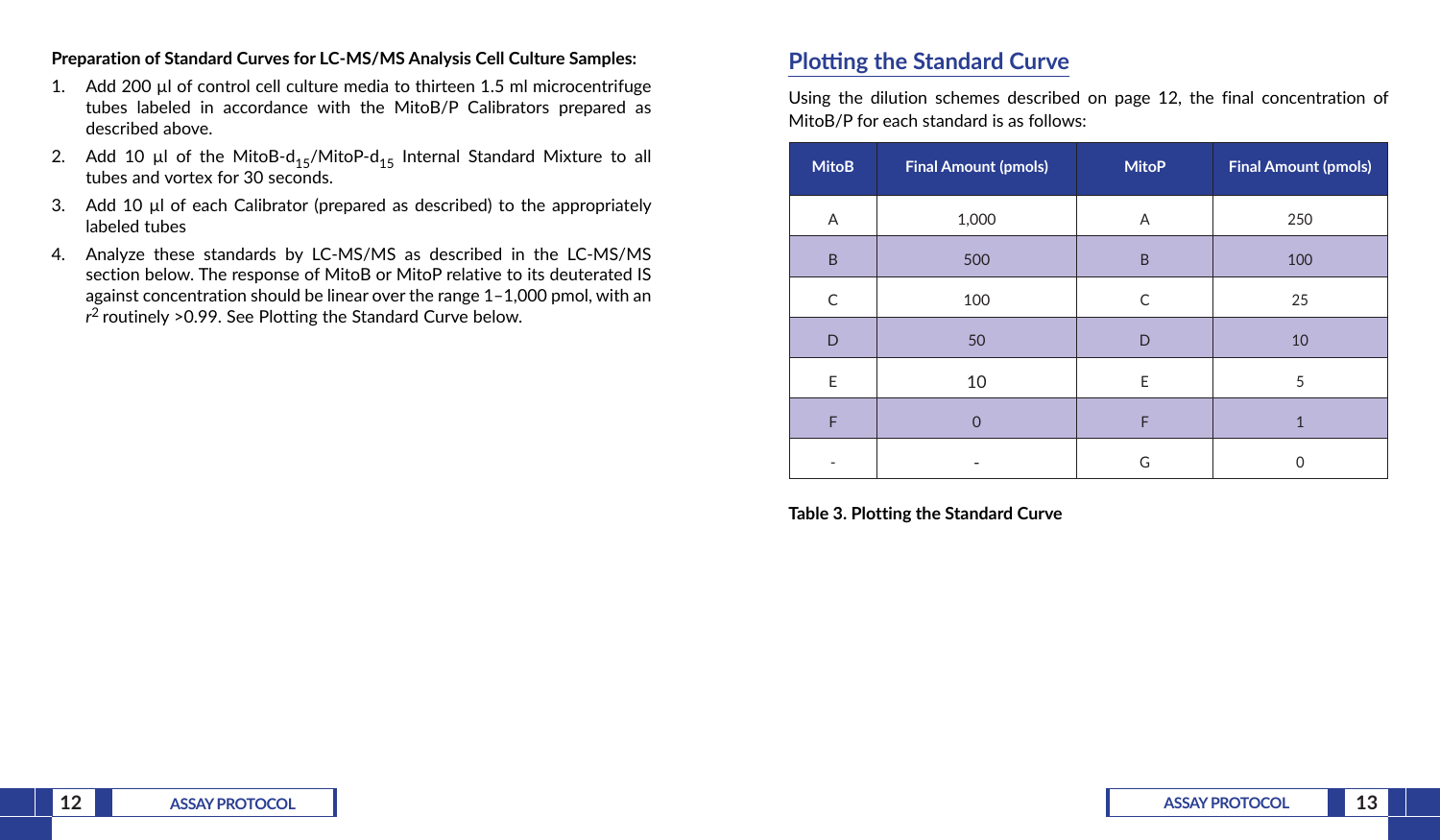**Preparation of Standard Curves for LC-MS/MS Analysis Cell Culture Samples:**

1. Add 200 µl of control cell culture media to thirteen 1.5 ml microcentrifuge tubes labeled in accordance with the MitoB/P Calibrators prepared as described above.
2. Add 10 µl of the MitoB-$d_{15}$/MitoP-$d_{15}$ Internal Standard Mixture to all tubes and vortex for 30 seconds.
3. Add 10 µl of each Calibrator (prepared as described) to the appropriately labeled tubes
4. Analyze these standards by LC-MS/MS as described in the LC-MS/MS section below. The response of MitoB or MitoP relative to its deuterated IS against concentration should be linear over the range 1–1,000 pmol, with an $r^2$ routinely >0.99. See Plotting the Standard Curve below.

## Plotting the Standard Curve

Using the dilution schemes described on page 12, the final concentration of MitoB/P for each standard is as follows:

| MitoB | Final Amount (pmols) | MitoP | Final Amount (pmols) |
|---|---|---|---|
| A | 1,000 | A | 250 |
| B | 500 | B | 100 |
| C | 100 | C | 25 |
| D | 50 | D | 10 |
| E | 10 | E | 5 |
| F | 0 | F | 1 |
| - | - | G | 0 |

**Table 3. Plotting the Standard Curve**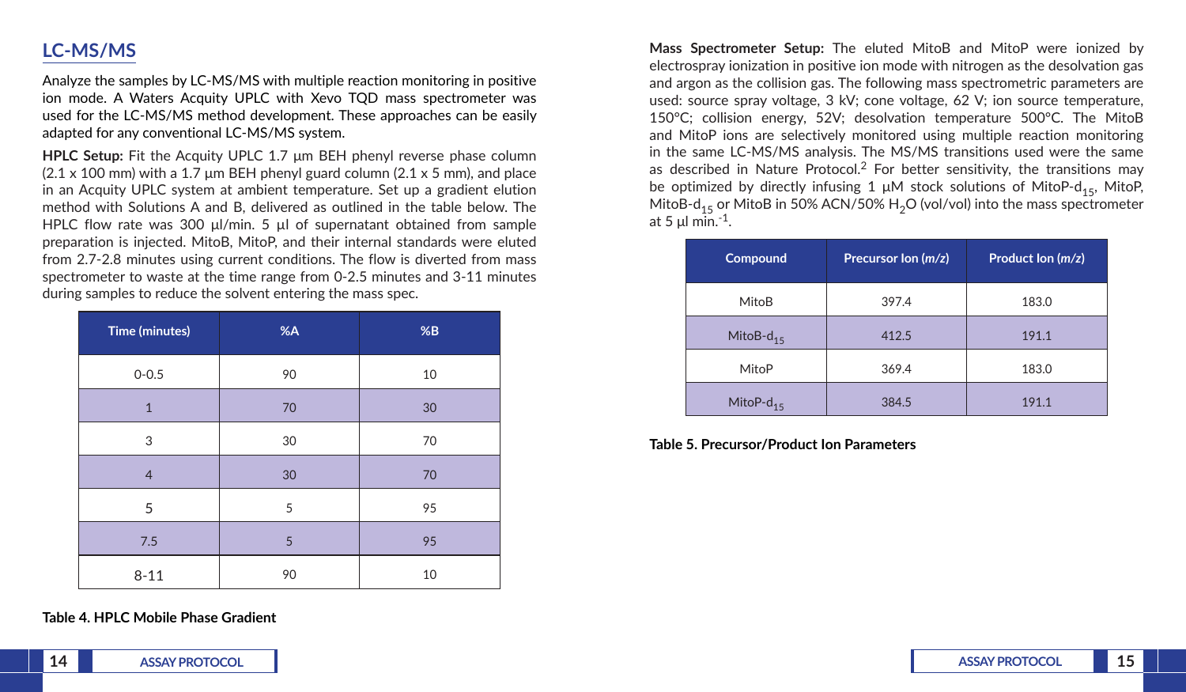## LC-MS/MS

Analyze the samples by LC-MS/MS with multiple reaction monitoring in positive ion mode. A Waters Acquity UPLC with Xevo TQD mass spectrometer was used for the LC-MS/MS method development. These approaches can be easily adapted for any conventional LC-MS/MS system.

**HPLC Setup:** Fit the Acquity UPLC 1.7 µm BEH phenyl reverse phase column (2.1 x 100 mm) with a 1.7 µm BEH phenyl guard column (2.1 x 5 mm), and place in an Acquity UPLC system at ambient temperature. Set up a gradient elution method with Solutions A and B, delivered as outlined in the table below. The HPLC flow rate was 300 µl/min. 5 µl of supernatant obtained from sample preparation is injected. MitoB, MitoP, and their internal standards were eluted from 2.7-2.8 minutes using current conditions. The flow is diverted from mass spectrometer to waste at the time range from 0-2.5 minutes and 3-11 minutes during samples to reduce the solvent entering the mass spec.

| Time (minutes) | %A | %B |
|---|---|---|
| 0-0.5 | 90 | 10 |
| 1 | 70 | 30 |
| 3 | 30 | 70 |
| 4 | 30 | 70 |
| 5 | 5 | 95 |
| 7.5 | 5 | 95 |
| 8-11 | 90 | 10 |

**Table 4. HPLC Mobile Phase Gradient**

**Mass Spectrometer Setup:** The eluted MitoB and MitoP were ionized by electrospray ionization in positive ion mode with nitrogen as the desolvation gas and argon as the collision gas. The following mass spectrometric parameters are used: source spray voltage, 3 kV; cone voltage, 62 V; ion source temperature, 150°C; collision energy, 52V; desolvation temperature 500°C. The MitoB and MitoP ions are selectively monitored using multiple reaction monitoring in the same LC-MS/MS analysis. The MS/MS transitions used were the same as described in Nature Protocol.[2] For better sensitivity, the transitions may be optimized by directly infusing 1 µM stock solutions of MitoP-$d_{15}$, MitoP, MitoB-$d_{15}$ or MitoB in 50% ACN/50% $H_2O$ (vol/vol) into the mass spectrometer at 5 µl $min.^{-1}$.

| Compound | Precursor Ion (*m/z*) | Product Ion (*m/z*) |
|---|---|---|
| MitoB | 397.4 | 183.0 |
| MitoB-$d_{15}$ | 412.5 | 191.1 |
| MitoP | 369.4 | 183.0 |
| MitoP-$d_{15}$ | 384.5 | 191.1 |

**Table 5. Precursor/Product Ion Parameters**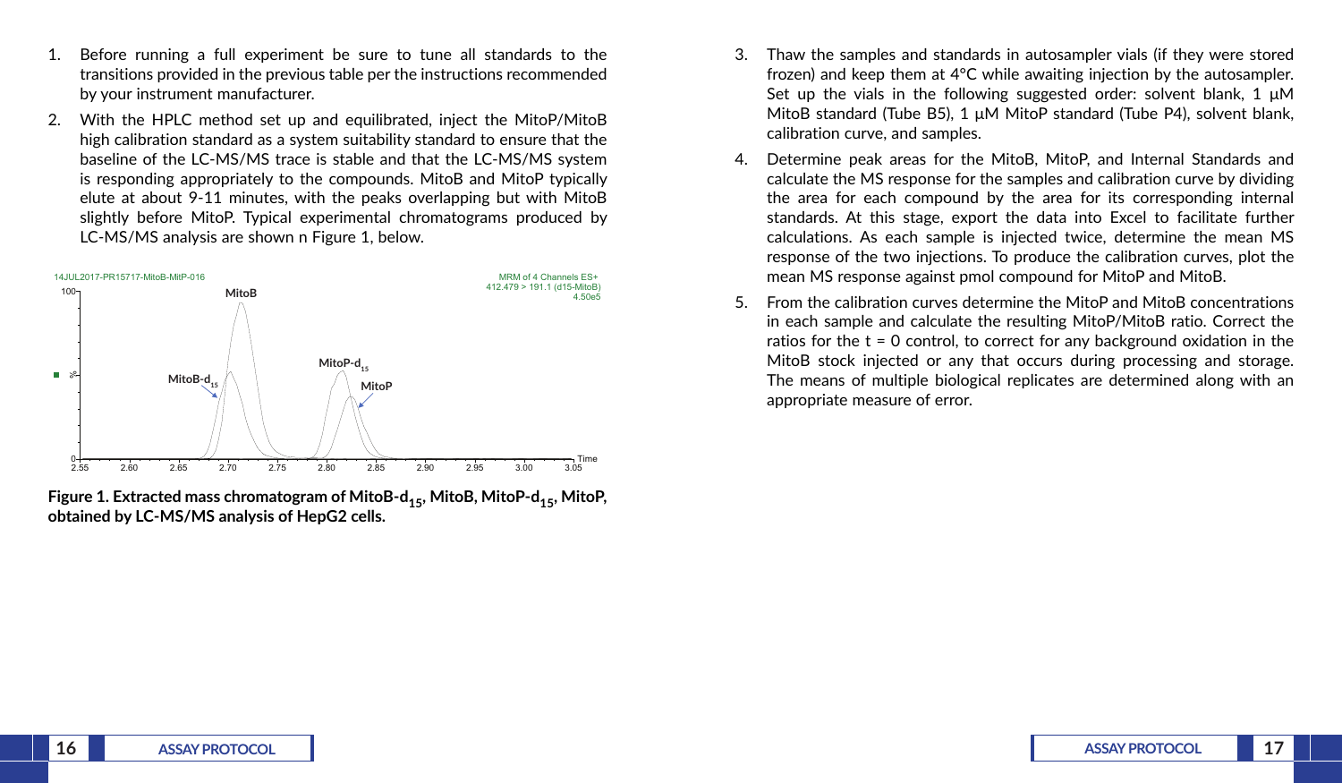1. Before running a full experiment be sure to tune all standards to the transitions provided in the previous table per the instructions recommended by your instrument manufacturer.
2. With the HPLC method set up and equilibrated, inject the MitoP/MitoB high calibration standard as a system suitability standard to ensure that the baseline of the LC-MS/MS trace is stable and that the LC-MS/MS system is responding appropriately to the compounds. MitoB and MitoP typically elute at about 9-11 minutes, with the peaks overlapping but with MitoB slightly before MitoP. Typical experimental chromatograms produced by LC-MS/MS analysis are shown n Figure 1, below.

**Figure 1. Extracted mass chromatogram of MitoB-$d_{15}$, MitoB, MitoP-$d_{15}$, MitoP, obtained by LC-MS/MS analysis of HepG2 cells.**

3. Thaw the samples and standards in autosampler vials (if they were stored frozen) and keep them at 4°C while awaiting injection by the autosampler. Set up the vials in the following suggested order: solvent blank, 1 µM MitoB standard (Tube B5), 1 µM MitoP standard (Tube P4), solvent blank, calibration curve, and samples.
4. Determine peak areas for the MitoB, MitoP, and Internal Standards and calculate the MS response for the samples and calibration curve by dividing the area for each compound by the area for its corresponding internal standards. At this stage, export the data into Excel to facilitate further calculations. As each sample is injected twice, determine the mean MS response of the two injections. To produce the calibration curves, plot the mean MS response against pmol compound for MitoP and MitoB.
5. From the calibration curves determine the MitoP and MitoB concentrations in each sample and calculate the resulting MitoP/MitoB ratio. Correct the ratios for the t = 0 control, to correct for any background oxidation in the MitoB stock injected or any that occurs during processing and storage. The means of multiple biological replicates are determined along with an appropriate measure of error.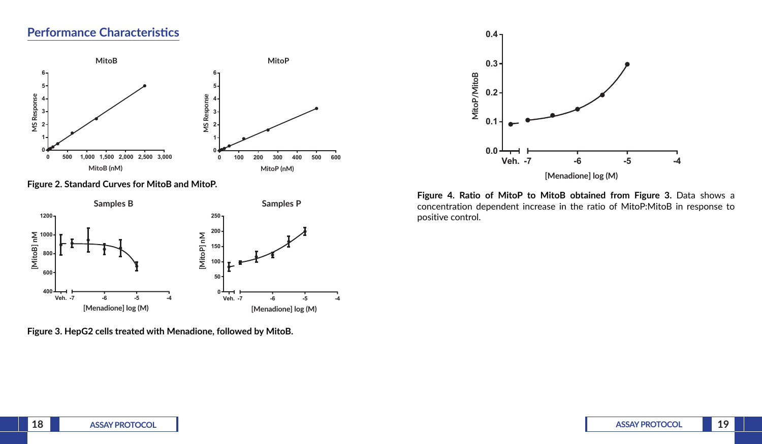## Performance Characteristics

**Figure 2. Standard Curves for MitoB and MitoP.**

**Figure 3. HepG2 cells treated with Menadione, followed by MitoB.**

**Figure 4. Ratio of MitoP to MitoB obtained from Figure 3.** Data shows a concentration dependent increase in the ratio of MitoP:MitoB in response to positive control.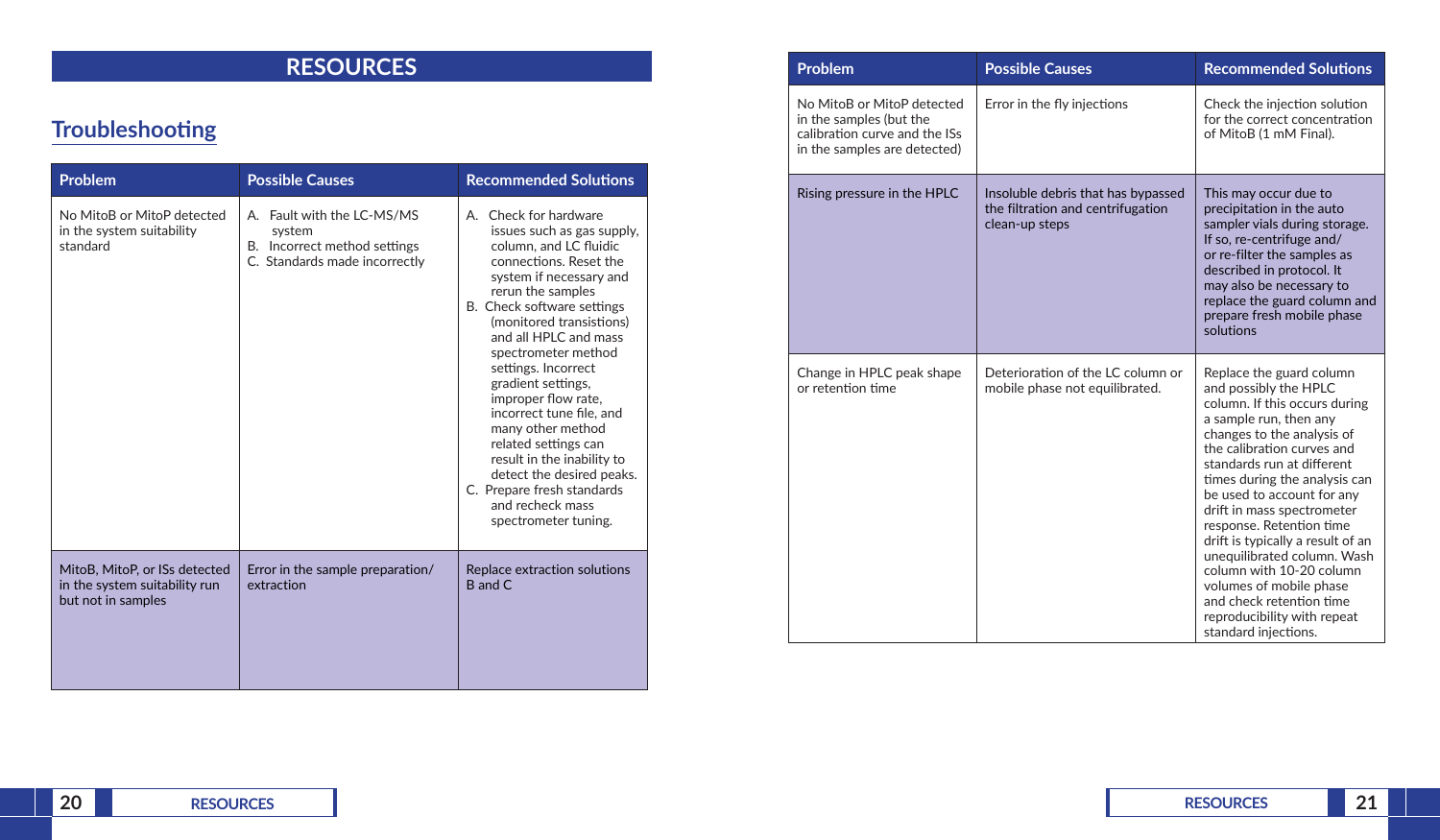# RESOURCES

## Troubleshooting

| Problem | Possible Causes | Recommended Solutions |
|---|---|---|
| No MitoB or MitoP detected in the system suitability standard | A. Fault with the LC-MS/MS system<br>B. Incorrect method settings<br>C. Standards made incorrectly | A. Check for hardware issues such as gas supply, column, and LC fluidic connections. Reset the system if necessary and rerun the samples<br>B. Check software settings (monitored transitions) and all HPLC and mass spectrometer method settings. Incorrect gradient settings, improper flow rate, incorrect tune file, and many other method related settings can result in the inability to detect the desired peaks.<br>C. Prepare fresh standards and recheck mass spectrometer tuning. |
| MitoB, MitoP, or ISs detected in the system suitability run but not in samples | Error in the sample preparation/ extraction | Replace extraction solutions B and C |
| No MitoB or MitoP detected in the samples (but the calibration curve and the ISs in the samples are detected) | Error in the fly injections | Check the injection solution for the correct concentration of MitoB (1 mM Final). |
| Rising pressure in the HPLC | Insoluble debris that has bypassed the filtration and centrifugation clean-up steps | This may occur due to precipitation in the auto sampler vials during storage. If so, re-centrifuge and/ or re-filter the samples as described in protocol. It may also be necessary to replace the guard column and prepare fresh mobile phase solutions |
| Change in HPLC peak shape or retention time | Deterioration of the LC column or mobile phase not equilibrated. | Replace the guard column and possibly the HPLC column. If this occurs during a sample run, then any changes to the analysis of the calibration curves and standards run at different times during the analysis can be used to account for any drift in mass spectrometer response. Retention time drift is typically a result of an unequilibrated column. Wash column with 10-20 column volumes of mobile phase and check retention time reproducibility with repeat standard injections. |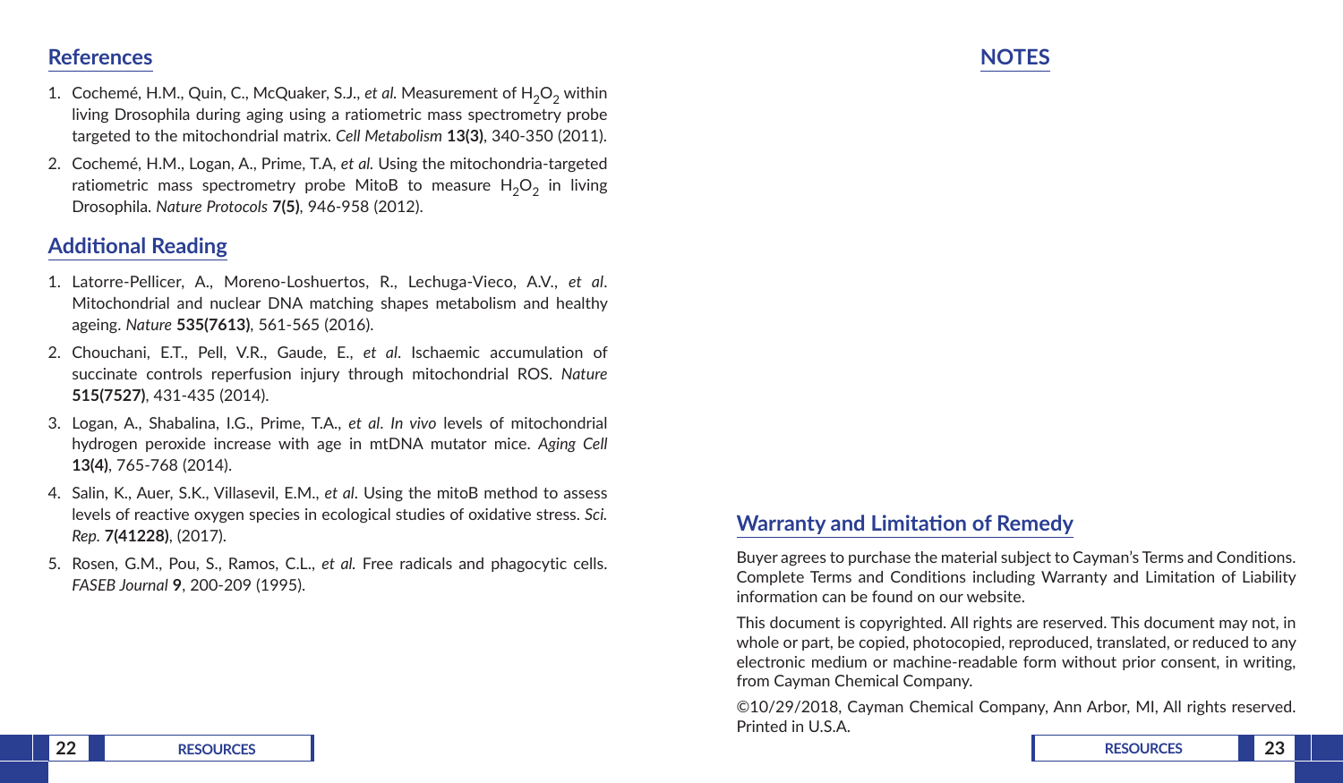## References

1. Cochemé, H.M., Quin, C., McQuaker, S.J., *et al.* Measurement of $H_2O_2$ within living Drosophila during aging using a ratiometric mass spectrometry probe targeted to the mitochondrial matrix. *Cell Metabolism* **13(3)**, 340-350 (2011).
2. Cochemé, H.M., Logan, A., Prime, T.A, *et al.* Using the mitochondria-targeted ratiometric mass spectrometry probe MitoB to measure $H_2O_2$ in living Drosophila. *Nature Protocols* **7(5)**, 946-958 (2012).

## Additional Reading

1. Latorre-Pellicer, A., Moreno-Loshuertos, R., Lechuga-Vieco, A.V., *et al*. Mitochondrial and nuclear DNA matching shapes metabolism and healthy ageing. *Nature* **535(7613)**, 561-565 (2016).
2. Chouchani, E.T., Pell, V.R., Gaude, E., *et al*. Ischaemic accumulation of succinate controls reperfusion injury through mitochondrial ROS. *Nature* **515(7527)**, 431-435 (2014).
3. Logan, A., Shabalina, I.G., Prime, T.A., *et al*. *In vivo* levels of mitochondrial hydrogen peroxide increase with age in mtDNA mutator mice. *Aging Cell* **13(4)**, 765-768 (2014).
4. Salin, K., Auer, S.K., Villasevil, E.M., *et al*. Using the mitoB method to assess levels of reactive oxygen species in ecological studies of oxidative stress. *Sci. Rep*. **7(41228)**, (2017).
5. Rosen, G.M., Pou, S., Ramos, C.L., *et al.* Free radicals and phagocytic cells. *FASEB Journal* **9**, 200-209 (1995).

## NOTES

## Warranty and Limitation of Remedy

Buyer agrees to purchase the material subject to Cayman's Terms and Conditions. Complete Terms and Conditions including Warranty and Limitation of Liability information can be found on our website.

This document is copyrighted. All rights are reserved. This document may not, in whole or part, be copied, photocopied, reproduced, translated, or reduced to any electronic medium or machine-readable form without prior consent, in writing, from Cayman Chemical Company.

©10/29/2018, Cayman Chemical Company, Ann Arbor, MI, All rights reserved. Printed in U.S.A.